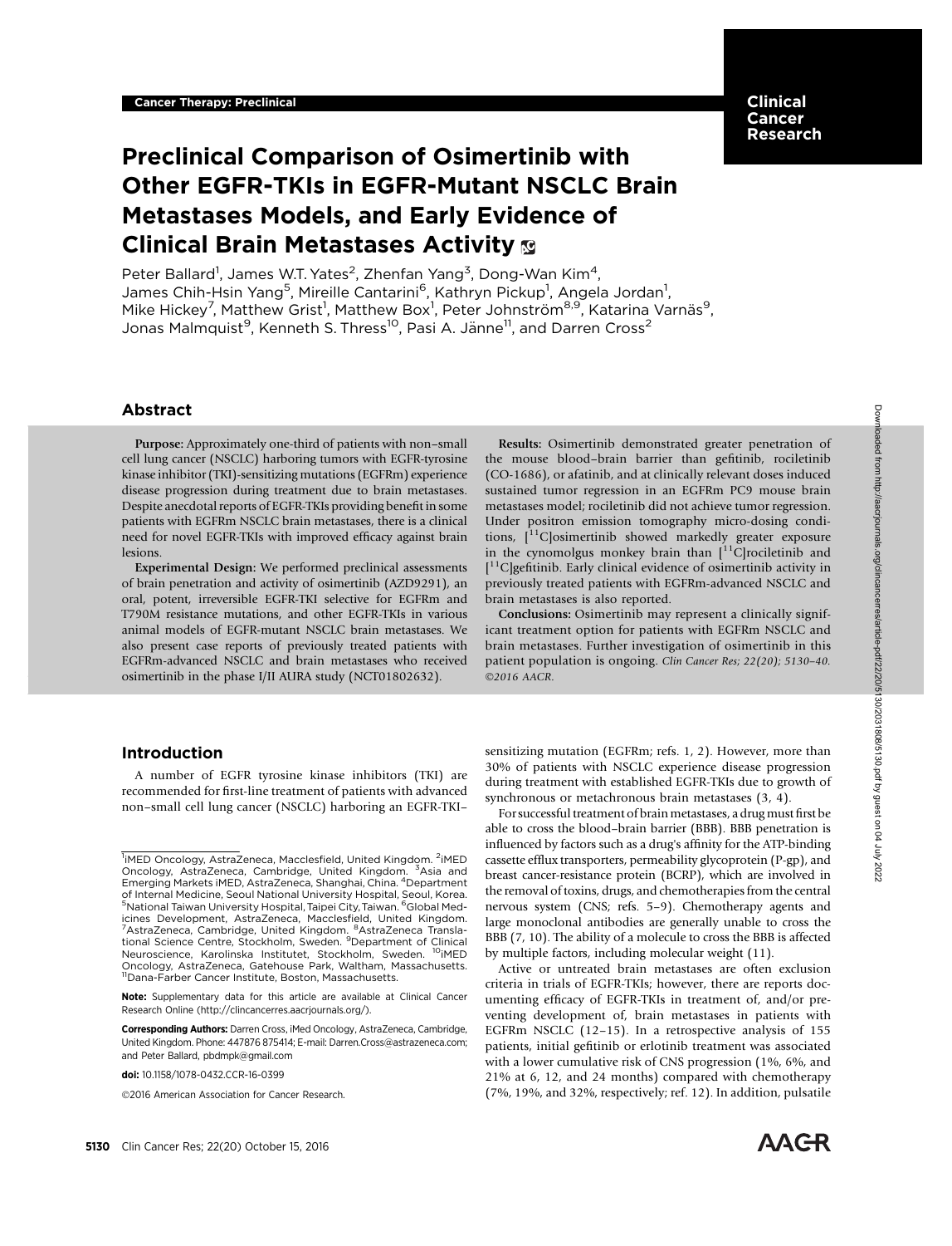Cancer Therapy: Preclinical

# Preclinical Comparison of Osimertinib with Other EGFR-TKIs in EGFR-Mutant NSCLC Brain Metastases Models, and Early Evidence of Clinical Brain Metastases Activity

Peter Ballard[1], James W.T. Yates[2], Zhenfan Yang[3], Dong-Wan Kim[4], James Chih-Hsin Yang[5], Mireille Cantarini[6], Kathryn Pickup[1], Angela Jordan[1], Mike Hickey[7], Matthew Grist[1], Matthew Box[1], Peter Johnström[8,9], Katarina Varnäs[9], Jonas Malmquist[9], Kenneth S. Thress[10], Pasi A. Jänne[11], and Darren Cross[2]

## Abstract

**Purpose:** Approximately one-third of patients with non–small cell lung cancer (NSCLC) harboring tumors with EGFR-tyrosine kinase inhibitor (TKI)-sensitizing mutations (EGFRm) experience disease progression during treatment due to brain metastases. Despite anecdotal reports of EGFR-TKIs providing benefit in some patients with EGFRm NSCLC brain metastases, there is a clinical need for novel EGFR-TKIs with improved efficacy against brain lesions.

**Experimental Design:** We performed preclinical assessments of brain penetration and activity of osimertinib (AZD9291), an oral, potent, irreversible EGFR-TKI selective for EGFRm and T790M resistance mutations, and other EGFR-TKIs in various animal models of EGFR-mutant NSCLC brain metastases. We also present case reports of previously treated patients with EGFRm-advanced NSCLC and brain metastases who received osimertinib in the phase I/II AURA study (NCT01802632).

**Results:** Osimertinib demonstrated greater penetration of the mouse blood–brain barrier than gefitinib, rociletinib (CO-1686), or afatinib, and at clinically relevant doses induced sustained tumor regression in an EGFRm PC9 mouse brain metastases model; rociletinib did not achieve tumor regression. Under positron emission tomography micro-dosing conditions, [$^{11}$C]osimertinib showed markedly greater exposure in the cynomolgus monkey brain than [$^{11}$C]rociletinib and [$^{11}$C]gefitinib. Early clinical evidence of osimertinib activity in previously treated patients with EGFRm-advanced NSCLC and brain metastases is also reported.

**Conclusions:** Osimertinib may represent a clinically significant treatment option for patients with EGFRm NSCLC and brain metastases. Further investigation of osimertinib in this patient population is ongoing. *Clin Cancer Res; 22(20); 5130–40. ©2016 AACR.*

## Introduction

A number of EGFR tyrosine kinase inhibitors (TKI) are recommended for first-line treatment of patients with advanced non–small cell lung cancer (NSCLC) harboring an EGFR-TKI–sensitizing mutation (EGFRm; refs. 1, 2). However, more than 30% of patients with NSCLC experience disease progression during treatment with established EGFR-TKIs due to growth of synchronous or metachronous brain metastases (3, 4).

For successful treatment of brain metastases, a drug must first be able to cross the blood–brain barrier (BBB). BBB penetration is influenced by factors such as a drug's affinity for the ATP-binding cassette efflux transporters, permeability glycoprotein (P-gp), and breast cancer-resistance protein (BCRP), which are involved in the removal of toxins, drugs, and chemotherapies from the central nervous system (CNS; refs. 5–9). Chemotherapy agents and large monoclonal antibodies are generally unable to cross the BBB (7, 10). The ability of a molecule to cross the BBB is affected by multiple factors, including molecular weight (11).

Active or untreated brain metastases are often exclusion criteria in trials of EGFR-TKIs; however, there are reports documenting efficacy of EGFR-TKIs in treatment of, and/or preventing development of, brain metastases in patients with EGFRm NSCLC (12–15). In a retrospective analysis of 155 patients, initial gefitinib or erlotinib treatment was associated with a lower cumulative risk of CNS progression (1%, 6%, and 21% at 6, 12, and 24 months) compared with chemotherapy (7%, 19%, and 32%, respectively; ref. 12). In addition, pulsatile

[1]iMED Oncology, AstraZeneca, Macclesfield, United Kingdom. [2]iMED Oncology, AstraZeneca, Cambridge, United Kingdom. [3]Asia and Emerging Markets iMED, AstraZeneca, Shanghai, China. [4]Department of Internal Medicine, Seoul National University Hospital, Seoul, Korea. [5]National Taiwan University Hospital, Taipei City, Taiwan. [6]Global Medicines Development, AstraZeneca, Macclesfield, United Kingdom. [7]AstraZeneca, Cambridge, United Kingdom. [8]AstraZeneca Translational Science Centre, Stockholm, Sweden. [9]Department of Clinical Neuroscience, Karolinska Institutet, Stockholm, Sweden. [10]iMED Oncology, AstraZeneca, Gatehouse Park, Waltham, Massachusetts. [11]Dana-Farber Cancer Institute, Boston, Massachusetts.

**Note:** Supplementary data for this article are available at Clinical Cancer Research Online (http://clincancerres.aacrjournals.org/).

**Corresponding Authors:** Darren Cross, iMed Oncology, AstraZeneca, Cambridge, United Kingdom. Phone: 447876 875414; E-mail: Darren.Cross@astrazeneca.com; and Peter Ballard, pbdmpk@gmail.com

**doi:** 10.1158/1078-0432.CCR-16-0399

©2016 American Association for Cancer Research.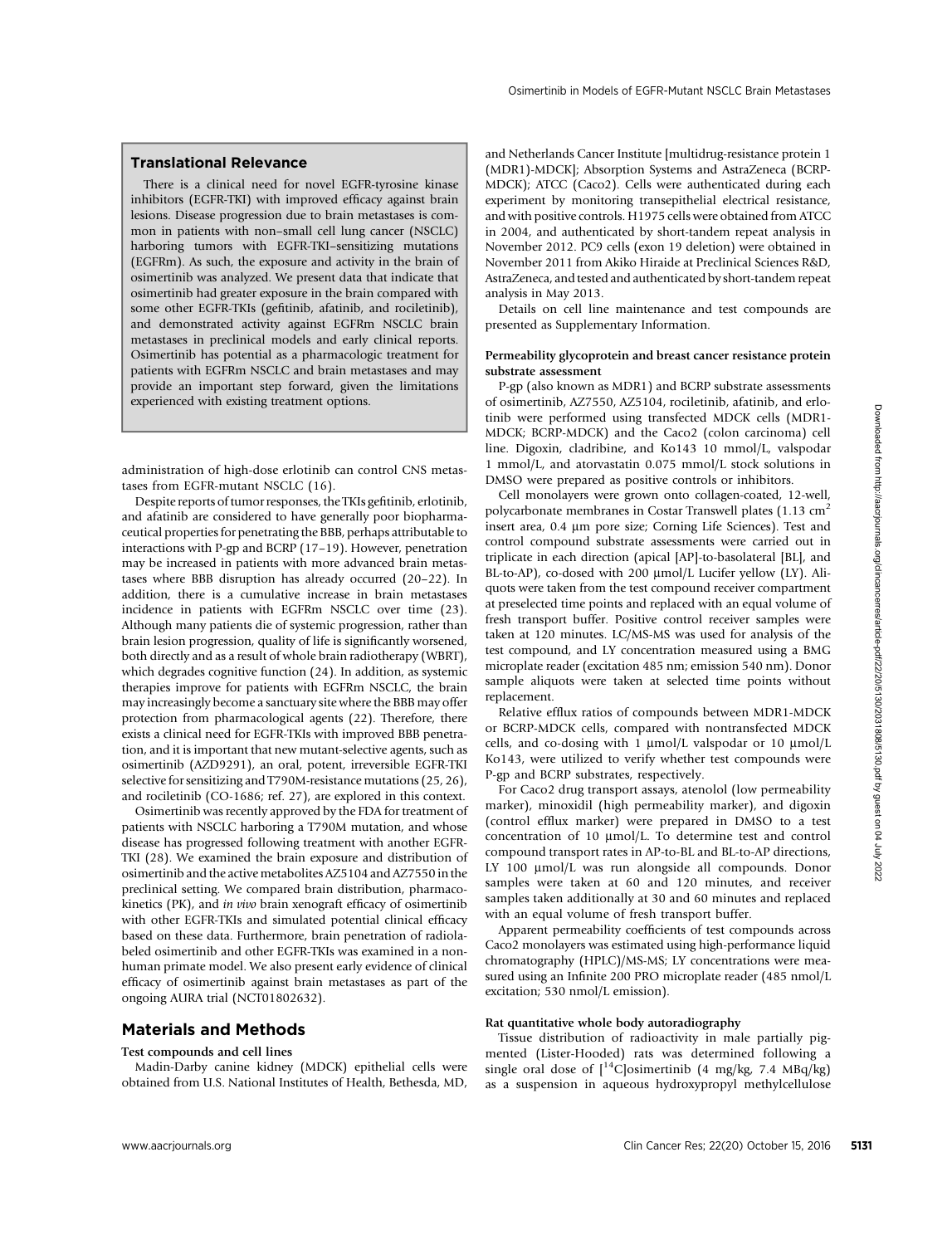## Translational Relevance

There is a clinical need for novel EGFR-tyrosine kinase inhibitors (EGFR-TKI) with improved efficacy against brain lesions. Disease progression due to brain metastases is common in patients with non–small cell lung cancer (NSCLC) harboring tumors with EGFR-TKI–sensitizing mutations (EGFRm). As such, the exposure and activity in the brain of osimertinib was analyzed. We present data that indicate that osimertinib had greater exposure in the brain compared with some other EGFR-TKIs (gefitinib, afatinib, and rociletinib), and demonstrated activity against EGFRm NSCLC brain metastases in preclinical models and early clinical reports. Osimertinib has potential as a pharmacologic treatment for patients with EGFRm NSCLC and brain metastases and may provide an important step forward, given the limitations experienced with existing treatment options.

administration of high-dose erlotinib can control CNS metastases from EGFR-mutant NSCLC (16).

Despite reports of tumor responses, the TKIs gefitinib, erlotinib, and afatinib are considered to have generally poor biopharmaceutical properties for penetrating the BBB, perhaps attributable to interactions with P-gp and BCRP (17–19). However, penetration may be increased in patients with more advanced brain metastases where BBB disruption has already occurred (20–22). In addition, there is a cumulative increase in brain metastases incidence in patients with EGFRm NSCLC over time (23). Although many patients die of systemic progression, rather than brain lesion progression, quality of life is significantly worsened, both directly and as a result of whole brain radiotherapy (WBRT), which degrades cognitive function (24). In addition, as systemic therapies improve for patients with EGFRm NSCLC, the brain may increasingly become a sanctuary site where the BBB may offer protection from pharmacological agents (22). Therefore, there exists a clinical need for EGFR-TKIs with improved BBB penetration, and it is important that new mutant-selective agents, such as osimertinib (AZD9291), an oral, potent, irreversible EGFR-TKI selective for sensitizing and T790M-resistance mutations (25, 26), and rociletinib (CO-1686; ref. 27), are explored in this context.

Osimertinib was recently approved by the FDA for treatment of patients with NSCLC harboring a T790M mutation, and whose disease has progressed following treatment with another EGFR-TKI (28). We examined the brain exposure and distribution of osimertinib and the active metabolites AZ5104 and AZ7550 in the preclinical setting. We compared brain distribution, pharmacokinetics (PK), and *in vivo* brain xenograft efficacy of osimertinib with other EGFR-TKIs and simulated potential clinical efficacy based on these data. Furthermore, brain penetration of radiolabeled osimertinib and other EGFR-TKIs was examined in a nonhuman primate model. We also present early evidence of clinical efficacy of osimertinib against brain metastases as part of the ongoing AURA trial (NCT01802632).

## Materials and Methods

### Test compounds and cell lines

Madin-Darby canine kidney (MDCK) epithelial cells were obtained from U.S. National Institutes of Health, Bethesda, MD, and Netherlands Cancer Institute [multidrug-resistance protein 1 (MDR1)-MDCK]; Absorption Systems and AstraZeneca (BCRP-MDCK); ATCC (Caco2). Cells were authenticated during each experiment by monitoring transepithelial electrical resistance, and with positive controls. H1975 cells were obtained from ATCC in 2004, and authenticated by short-tandem repeat analysis in November 2012. PC9 cells (exon 19 deletion) were obtained in November 2011 from Akiko Hiraide at Preclinical Sciences R&D, AstraZeneca, and tested and authenticated by short-tandem repeat analysis in May 2013.

Details on cell line maintenance and test compounds are presented as Supplementary Information.

### Permeability glycoprotein and breast cancer resistance protein substrate assessment

P-gp (also known as MDR1) and BCRP substrate assessments of osimertinib, AZ7550, AZ5104, rociletinib, afatinib, and erlotinib were performed using transfected MDCK cells (MDR1-MDCK; BCRP-MDCK) and the Caco2 (colon carcinoma) cell line. Digoxin, cladribine, and Ko143 10 mmol/L, valspodar 1 mmol/L, and atorvastatin 0.075 mmol/L stock solutions in DMSO were prepared as positive controls or inhibitors.

Cell monolayers were grown onto collagen-coated, 12-well, polycarbonate membranes in Costar Transwell plates (1.13 $cm^2$ insert area, 0.4 μm pore size; Corning Life Sciences). Test and control compound substrate assessments were carried out in triplicate in each direction (apical [AP]-to-basolateral [BL], and BL-to-AP), co-dosed with 200 μmol/L Lucifer yellow (LY). Aliquots were taken from the test compound receiver compartment at preselected time points and replaced with an equal volume of fresh transport buffer. Positive control receiver samples were taken at 120 minutes. LC/MS-MS was used for analysis of the test compound, and LY concentration measured using a BMG microplate reader (excitation 485 nm; emission 540 nm). Donor sample aliquots were taken at selected time points without replacement.

Relative efflux ratios of compounds between MDR1-MDCK or BCRP-MDCK cells, compared with nontransfected MDCK cells, and co-dosing with 1 μmol/L valspodar or 10 μmol/L Ko143, were utilized to verify whether test compounds were P-gp and BCRP substrates, respectively.

For Caco2 drug transport assays, atenolol (low permeability marker), minoxidil (high permeability marker), and digoxin (control efflux marker) were prepared in DMSO to a test concentration of 10 μmol/L. To determine test and control compound transport rates in AP-to-BL and BL-to-AP directions, LY 100 μmol/L was run alongside all compounds. Donor samples were taken at 60 and 120 minutes, and receiver samples taken additionally at 30 and 60 minutes and replaced with an equal volume of fresh transport buffer.

Apparent permeability coefficients of test compounds across Caco2 monolayers was estimated using high-performance liquid chromatography (HPLC)/MS-MS; LY concentrations were measured using an Infinite 200 PRO microplate reader (485 nmol/L excitation; 530 nmol/L emission).

### Rat quantitative whole body autoradiography

Tissue distribution of radioactivity in male partially pigmented (Lister-Hooded) rats was determined following a single oral dose of [$^{14}$C]osimertinib (4 mg/kg, 7.4 MBq/kg) as a suspension in aqueous hydroxypropyl methylcellulose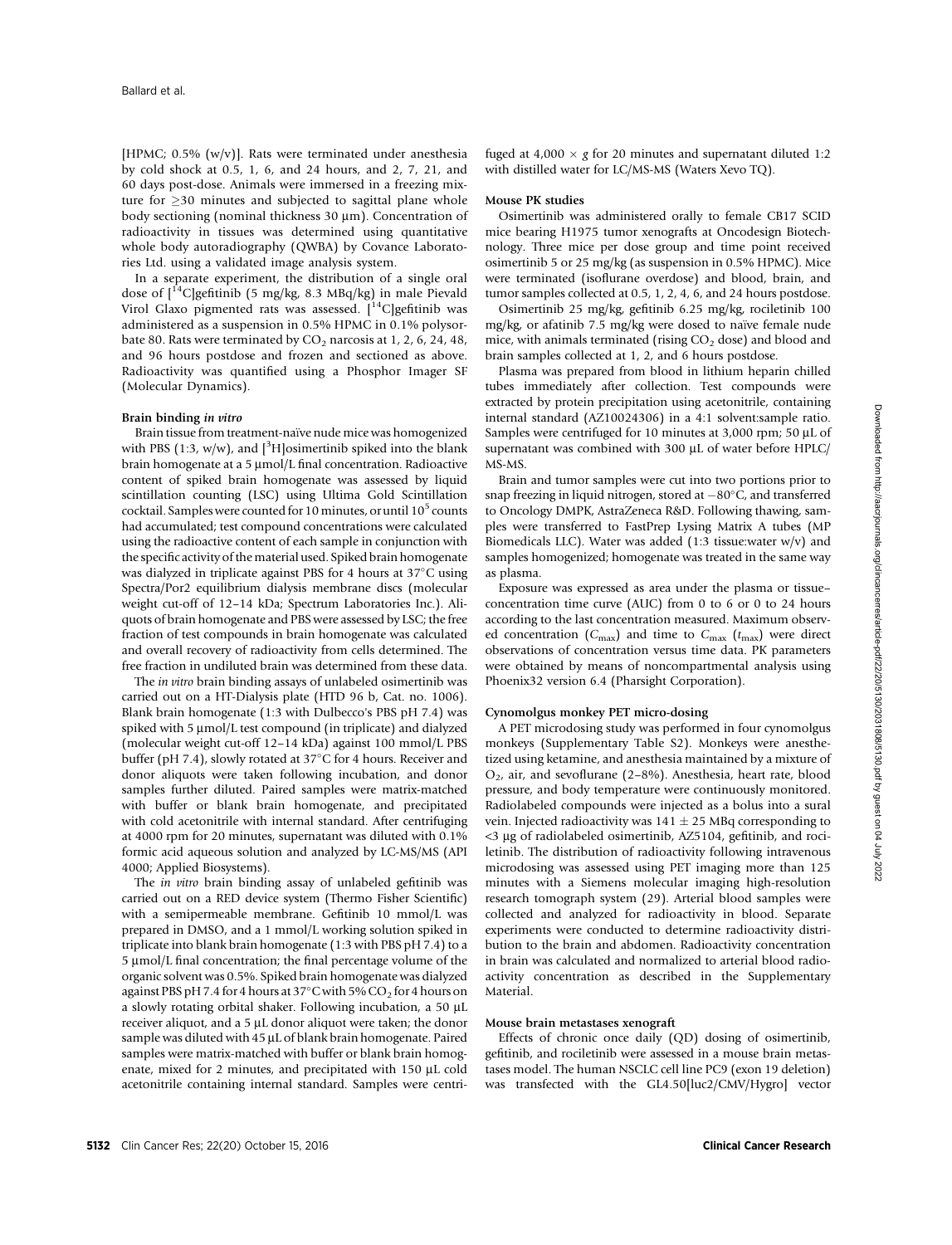[HPMC; 0.5% (w/v)]. Rats were terminated under anesthesia by cold shock at 0.5, 1, 6, and 24 hours, and 2, 7, 21, and 60 days post-dose. Animals were immersed in a freezing mixture for ≥30 minutes and subjected to sagittal plane whole body sectioning (nominal thickness 30 μm). Concentration of radioactivity in tissues was determined using quantitative whole body autoradiography (QWBA) by Covance Laboratories Ltd. using a validated image analysis system.

In a separate experiment, the distribution of a single oral dose of [$^{14}$C]gefitinib (5 mg/kg, 8.3 MBq/kg) in male Pievald Virol Glaxo pigmented rats was assessed. [$^{14}$C]gefitinib was administered as a suspension in 0.5% HPMC in 0.1% polysorbate 80. Rats were terminated by $CO_2$ narcosis at 1, 2, 6, 24, 48, and 96 hours postdose and frozen and sectioned as above. Radioactivity was quantified using a Phosphor Imager SF (Molecular Dynamics).

#### Brain binding *in vitro*

Brain tissue from treatment-naïve nude mice was homogenized with PBS (1:3, w/w), and [$^{3}$H]osimertinib spiked into the blank brain homogenate at a 5 μmol/L final concentration. Radioactive content of spiked brain homogenate was assessed by liquid scintillation counting (LSC) using Ultima Gold Scintillation cocktail. Samples were counted for 10 minutes, or until $10^5$ counts had accumulated; test compound concentrations were calculated using the radioactive content of each sample in conjunction with the specific activity of the material used. Spiked brain homogenate was dialyzed in triplicate against PBS for 4 hours at 37°C using Spectra/Por2 equilibrium dialysis membrane discs (molecular weight cut-off of 12–14 kDa; Spectrum Laboratories Inc.). Aliquots of brain homogenate and PBS were assessed by LSC; the free fraction of test compounds in brain homogenate was calculated and overall recovery of radioactivity from cells determined. The free fraction in undiluted brain was determined from these data.

The *in vitro* brain binding assays of unlabeled osimertinib was carried out on a HT-Dialysis plate (HTD 96 b, Cat. no. 1006). Blank brain homogenate (1:3 with Dulbecco's PBS pH 7.4) was spiked with 5 μmol/L test compound (in triplicate) and dialyzed (molecular weight cut-off 12–14 kDa) against 100 mmol/L PBS buffer (pH 7.4), slowly rotated at 37°C for 4 hours. Receiver and donor aliquots were taken following incubation, and donor samples further diluted. Paired samples were matrix-matched with buffer or blank brain homogenate, and precipitated with cold acetonitrile with internal standard. After centrifuging at 4000 rpm for 20 minutes, supernatant was diluted with 0.1% formic acid aqueous solution and analyzed by LC-MS/MS (API 4000; Applied Biosystems).

The *in vitro* brain binding assay of unlabeled gefitinib was carried out on a RED device system (Thermo Fisher Scientific) with a semipermeable membrane. Gefitinib 10 mmol/L was prepared in DMSO, and a 1 mmol/L working solution spiked in triplicate into blank brain homogenate (1:3 with PBS pH 7.4) to a 5 μmol/L final concentration; the final percentage volume of the organic solvent was 0.5%. Spiked brain homogenate was dialyzed against PBS pH 7.4 for 4 hours at 37°C with 5% $CO_2$ for 4 hours on a slowly rotating orbital shaker. Following incubation, a 50 μL receiver aliquot, and a 5 μL donor aliquot were taken; the donor sample was diluted with 45 μL of blank brain homogenate. Paired samples were matrix-matched with buffer or blank brain homogenate, mixed for 2 minutes, and precipitated with 150 μL cold acetonitrile containing internal standard. Samples were centrifuged at 4,000 × *g* for 20 minutes and supernatant diluted 1:2 with distilled water for LC/MS-MS (Waters Xevo TQ).

#### Mouse PK studies

Osimertinib was administered orally to female CB17 SCID mice bearing H1975 tumor xenografts at Oncodesign Biotechnology. Three mice per dose group and time point received osimertinib 5 or 25 mg/kg (as suspension in 0.5% HPMC). Mice were terminated (isoflurane overdose) and blood, brain, and tumor samples collected at 0.5, 1, 2, 4, 6, and 24 hours postdose.

Osimertinib 25 mg/kg, gefitinib 6.25 mg/kg, rociletinib 100 mg/kg, or afatinib 7.5 mg/kg were dosed to naïve female nude mice, with animals terminated (rising $CO_2$ dose) and blood and brain samples collected at 1, 2, and 6 hours postdose.

Plasma was prepared from blood in lithium heparin chilled tubes immediately after collection. Test compounds were extracted by protein precipitation using acetonitrile, containing internal standard (AZ10024306) in a 4:1 solvent:sample ratio. Samples were centrifuged for 10 minutes at 3,000 rpm; 50 μL of supernatant was combined with 300 μL of water before HPLC/MS-MS.

Brain and tumor samples were cut into two portions prior to snap freezing in liquid nitrogen, stored at −80°C, and transferred to Oncology DMPK, AstraZeneca R&D. Following thawing, samples were transferred to FastPrep Lysing Matrix A tubes (MP Biomedicals LLC). Water was added (1:3 tissue:water w/v) and samples homogenized; homogenate was treated in the same way as plasma.

Exposure was expressed as area under the plasma or tissue–concentration time curve (AUC) from 0 to 6 or 0 to 24 hours according to the last concentration measured. Maximum observed concentration ($C_{max}$) and time to $C_{max}$ ($t_{max}$) were direct observations of concentration versus time data. PK parameters were obtained by means of noncompartmental analysis using Phoenix32 version 6.4 (Pharsight Corporation).

#### Cynomolgus monkey PET micro-dosing

A PET microdosing study was performed in four cynomolgus monkeys (Supplementary Table S2). Monkeys were anesthetized using ketamine, and anesthesia maintained by a mixture of $O_2$, air, and sevoflurane (2–8%). Anesthesia, heart rate, blood pressure, and body temperature were continuously monitored. Radiolabeled compounds were injected as a bolus into a sural vein. Injected radioactivity was 141 ± 25 MBq corresponding to <3 μg of radiolabeled osimertinib, AZ5104, gefitinib, and rociletinib. The distribution of radioactivity following intravenous microdosing was assessed using PET imaging more than 125 minutes with a Siemens molecular imaging high-resolution research tomograph system (29). Arterial blood samples were collected and analyzed for radioactivity in blood. Separate experiments were conducted to determine radioactivity distribution to the brain and abdomen. Radioactivity concentration in brain was calculated and normalized to arterial blood radioactivity concentration as described in the Supplementary Material.

#### Mouse brain metastases xenograft

Effects of chronic once daily (QD) dosing of osimertinib, gefitinib, and rociletinib were assessed in a mouse brain metastases model. The human NSCLC cell line PC9 (exon 19 deletion) was transfected with the GL4.50[luc2/CMV/Hygro] vector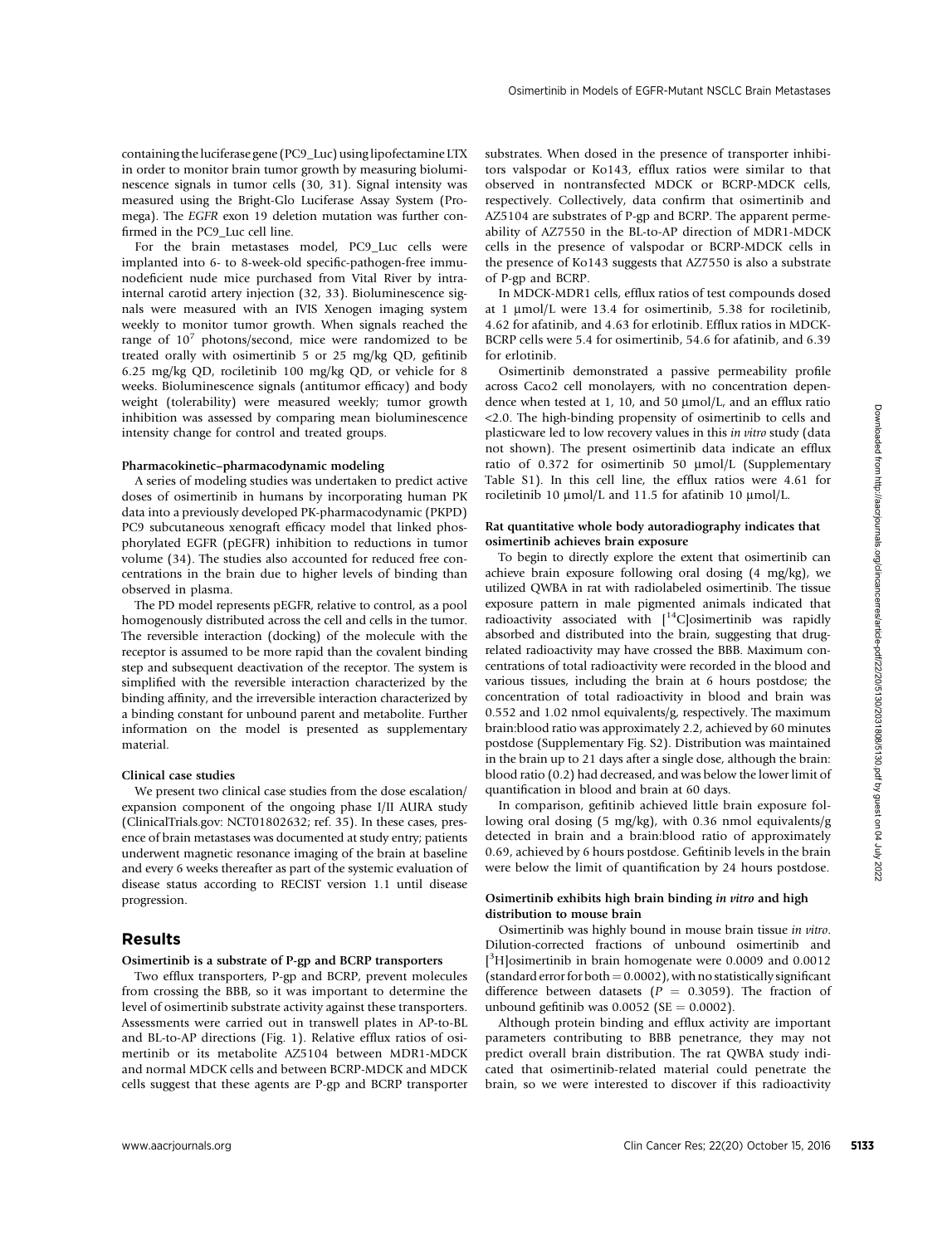containing the luciferase gene (PC9_Luc) using lipofectamine LTX in order to monitor brain tumor growth by measuring bioluminescence signals in tumor cells (30, 31). Signal intensity was measured using the Bright-Glo Luciferase Assay System (Promega). The *EGFR* exon 19 deletion mutation was further confirmed in the PC9_Luc cell line.

For the brain metastases model, PC9_Luc cells were implanted into 6- to 8-week-old specific-pathogen-free immunodeficient nude mice purchased from Vital River by intra-internal carotid artery injection (32, 33). Bioluminescence signals were measured with an IVIS Xenogen imaging system weekly to monitor tumor growth. When signals reached the range of $10^7$ photons/second, mice were randomized to be treated orally with osimertinib 5 or 25 mg/kg QD, gefitinib 6.25 mg/kg QD, rociletinib 100 mg/kg QD, or vehicle for 8 weeks. Bioluminescence signals (antitumor efficacy) and body weight (tolerability) were measured weekly; tumor growth inhibition was assessed by comparing mean bioluminescence intensity change for control and treated groups.

#### Pharmacokinetic–pharmacodynamic modeling

A series of modeling studies was undertaken to predict active doses of osimertinib in humans by incorporating human PK data into a previously developed PK-pharmacodynamic (PKPD) PC9 subcutaneous xenograft efficacy model that linked phosphorylated EGFR (pEGFR) inhibition to reductions in tumor volume (34). The studies also accounted for reduced free concentrations in the brain due to higher levels of binding than observed in plasma.

The PD model represents pEGFR, relative to control, as a pool homogenously distributed across the cell and cells in the tumor. The reversible interaction (docking) of the molecule with the receptor is assumed to be more rapid than the covalent binding step and subsequent deactivation of the receptor. The system is simplified with the reversible interaction characterized by the binding affinity, and the irreversible interaction characterized by a binding constant for unbound parent and metabolite. Further information on the model is presented as supplementary material.

#### Clinical case studies

We present two clinical case studies from the dose escalation/expansion component of the ongoing phase I/II AURA study (ClinicalTrials.gov: NCT01802632; ref. 35). In these cases, presence of brain metastases was documented at study entry; patients underwent magnetic resonance imaging of the brain at baseline and every 6 weeks thereafter as part of the systemic evaluation of disease status according to RECIST version 1.1 until disease progression.

## Results

#### Osimertinib is a substrate of P-gp and BCRP transporters

Two efflux transporters, P-gp and BCRP, prevent molecules from crossing the BBB, so it was important to determine the level of osimertinib substrate activity against these transporters. Assessments were carried out in transwell plates in AP-to-BL and BL-to-AP directions (Fig. 1). Relative efflux ratios of osimertinib or its metabolite AZ5104 between MDR1-MDCK and normal MDCK cells and between BCRP-MDCK and MDCK cells suggest that these agents are P-gp and BCRP transporter substrates. When dosed in the presence of transporter inhibitors valspodar or Ko143, efflux ratios were similar to that observed in nontransfected MDCK or BCRP-MDCK cells, respectively. Collectively, data confirm that osimertinib and AZ5104 are substrates of P-gp and BCRP. The apparent permeability of AZ7550 in the BL-to-AP direction of MDR1-MDCK cells in the presence of valspodar or BCRP-MDCK cells in the presence of Ko143 suggests that AZ7550 is also a substrate of P-gp and BCRP.

In MDCK-MDR1 cells, efflux ratios of test compounds dosed at 1 μmol/L were 13.4 for osimertinib, 5.38 for rociletinib, 4.62 for afatinib, and 4.63 for erlotinib. Efflux ratios in MDCK-BCRP cells were 5.4 for osimertinib, 54.6 for afatinib, and 6.39 for erlotinib.

Osimertinib demonstrated a passive permeability profile across Caco2 cell monolayers, with no concentration dependence when tested at 1, 10, and 50 μmol/L, and an efflux ratio <2.0. The high-binding propensity of osimertinib to cells and plasticware led to low recovery values in this *in vitro* study (data not shown). The present osimertinib data indicate an efflux ratio of 0.372 for osimertinib 50 μmol/L (Supplementary Table S1). In this cell line, the efflux ratios were 4.61 for rociletinib 10 μmol/L and 11.5 for afatinib 10 μmol/L.

#### Rat quantitative whole body autoradiography indicates that osimertinib achieves brain exposure

To begin to directly explore the extent that osimertinib can achieve brain exposure following oral dosing (4 mg/kg), we utilized QWBA in rat with radiolabeled osimertinib. The tissue exposure pattern in male pigmented animals indicated that radioactivity associated with [$^{14}$C]osimertinib was rapidly absorbed and distributed into the brain, suggesting that drug-related radioactivity may have crossed the BBB. Maximum concentrations of total radioactivity were recorded in the blood and various tissues, including the brain at 6 hours postdose; the concentration of total radioactivity in blood and brain was 0.552 and 1.02 nmol equivalents/g, respectively. The maximum brain:blood ratio was approximately 2.2, achieved by 60 minutes postdose (Supplementary Fig. S2). Distribution was maintained in the brain up to 21 days after a single dose, although the brain:blood ratio (0.2) had decreased, and was below the lower limit of quantification in blood and brain at 60 days.

In comparison, gefitinib achieved little brain exposure following oral dosing (5 mg/kg), with 0.36 nmol equivalents/g detected in brain and a brain:blood ratio of approximately 0.69, achieved by 6 hours postdose. Gefitinib levels in the brain were below the limit of quantification by 24 hours postdose.

#### Osimertinib exhibits high brain binding *in vitro* and high distribution to mouse brain

Osimertinib was highly bound in mouse brain tissue *in vitro*. Dilution-corrected fractions of unbound osimertinib and [$^{3}$H]osimertinib in brain homogenate were 0.0009 and 0.0012 (standard error for both = 0.0002), with no statistically significant difference between datasets ($P$ = 0.3059). The fraction of unbound gefitinib was 0.0052 (SE = 0.0002).

Although protein binding and efflux activity are important parameters contributing to BBB penetrance, they may not predict overall brain distribution. The rat QWBA study indicated that osimertinib-related material could penetrate the brain, so we were interested to discover if this radioactivity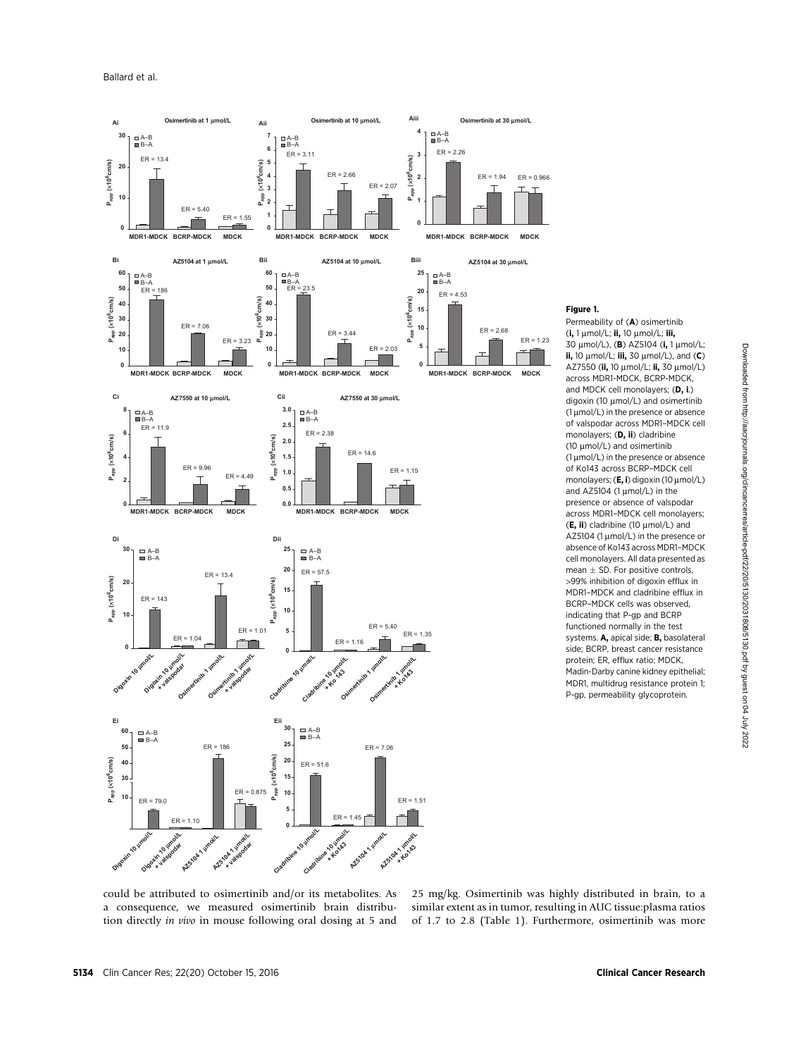**Figure 1.**

Permeability of (**A**) osimertinib (**i,** 1 μmol/L; **ii,** 10 μmol/L; **iii,** 30 μmol/L), (**B**) AZ5104 (**i,** 1 μmol/L; **ii,** 10 μmol/L; **iii,** 30 μmol/L), and (**C**) AZ7550 (**ii,** 10 μmol/L; **ii,** 30 μmol/L) across MDR1-MDCK, BCRP-MDCK, and MDCK cell monolayers; (**D, i**.) digoxin (10 μmol/L) and osimertinib (1 μmol/L) in the presence or absence of valspodar across MDR1–MDCK cell monolayers; (**D, ii**) cladribine (10 μmol/L) and osimertinib (1 μmol/L) in the presence or absence of Ko143 across BCRP–MDCK cell monolayers; (**E, i**) digoxin (10 μmol/L) and AZ5104 (1 μmol/L) in the presence or absence of valspodar across MDR1–MDCK cell monolayers; (**E, ii**) cladribine (10 μmol/L) and AZ5104 (1 μmol/L) in the presence or absence of Ko143 across MDR1–MDCK cell monolayers. All data presented as mean ± SD. For positive controls, >99% inhibition of digoxin efflux in MDR1–MDCK and cladribine efflux in BCRP–MDCK cells was observed, indicating that P-gp and BCRP functioned normally in the test systems. **A,** apical side; **B,** basolateral side; BCRP, breast cancer resistance protein; ER, efflux ratio; MDCK, Madin-Darby canine kidney epithelial; MDR1, multidrug resistance protein 1; P-gp, permeability glycoprotein.

could be attributed to osimertinib and/or its metabolites. As a consequence, we measured osimertinib brain distribution directly *in vivo* in mouse following oral dosing at 5 and 25 mg/kg. Osimertinib was highly distributed in brain, to a similar extent as in tumor, resulting in AUC tissue:plasma ratios of 1.7 to 2.8 (Table 1). Furthermore, osimertinib was more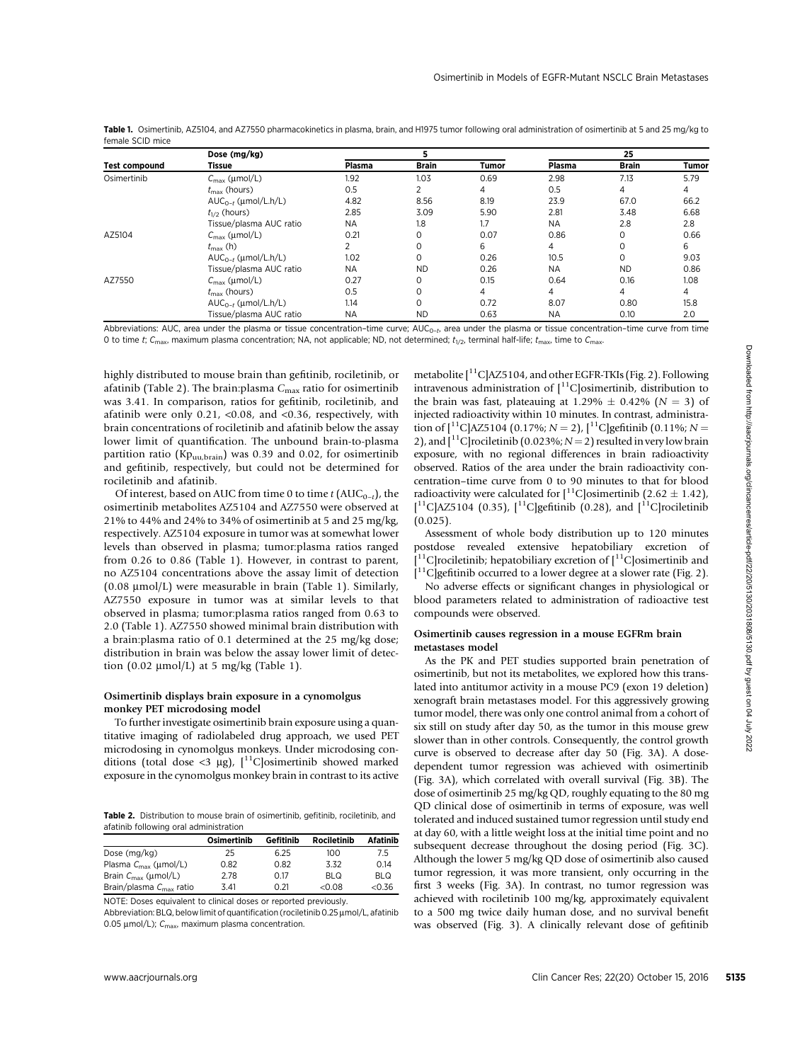**Table 1.** Osimertinib, AZ5104, and AZ7550 pharmacokinetics in plasma, brain, and H1975 tumor following oral administration of osimertinib at 5 and 25 mg/kg to female SCID mice

| Test compound | Dose (mg/kg) Tissue | 5 Plasma | 5 Brain | 5 Tumor | 25 Plasma | 25 Brain | 25 Tumor |
|---|---|---|---|---|---|---|---|
| Osimertinib | $C_{max}$ (μmol/L) | 1.92 | 1.03 | 0.69 | 2.98 | 7.13 | 5.79 |
| | $t_{max}$ (hours) | 0.5 | 2 | 4 | 0.5 | 4 | 4 |
| | $AUC_{0-t}$ (μmol/L.h/L) | 4.82 | 8.56 | 8.19 | 23.9 | 67.0 | 66.2 |
| | $t_{1/2}$ (hours) | 2.85 | 3.09 | 5.90 | 2.81 | 3.48 | 6.68 |
| | Tissue/plasma AUC ratio | NA | 1.8 | 1.7 | NA | 2.8 | 2.8 |
| AZ5104 | $C_{max}$ (μmol/L) | 0.21 | 0 | 0.07 | 0.86 | 0 | 0.66 |
| | $t_{max}$ (h) | 2 | 0 | 6 | 4 | 0 | 6 |
| | $AUC_{0-t}$ (μmol/L.h/L) | 1.02 | 0 | 0.26 | 10.5 | 0 | 9.03 |
| | Tissue/plasma AUC ratio | NA | ND | 0.26 | NA | ND | 0.86 |
| AZ7550 | $C_{max}$ (μmol/L) | 0.27 | 0 | 0.15 | 0.64 | 0.16 | 1.08 |
| | $t_{max}$ (hours) | 0.5 | 0 | 4 | 4 | 4 | 4 |
| | $AUC_{0-t}$ (μmol/L.h/L) | 1.14 | 0 | 0.72 | 8.07 | 0.80 | 15.8 |
| | Tissue/plasma AUC ratio | NA | ND | 0.63 | NA | 0.10 | 2.0 |

Abbreviations: AUC, area under the plasma or tissue concentration–time curve; $AUC_{0-t}$, area under the plasma or tissue concentration–time curve from time 0 to time $t$; $C_{max}$, maximum plasma concentration; NA, not applicable; ND, not determined; $t_{1/2}$, terminal half-life; $t_{max}$, time to $C_{max}$.

highly distributed to mouse brain than gefitinib, rociletinib, or afatinib (Table 2). The brain:plasma $C_{max}$ ratio for osimertinib was 3.41. In comparison, ratios for gefitinib, rociletinib, and afatinib were only 0.21, <0.08, and <0.36, respectively, with brain concentrations of rociletinib and afatinib below the assay lower limit of quantification. The unbound brain-to-plasma partition ratio ($Kp_{uu,brain}$) was 0.39 and 0.02, for osimertinib and gefitinib, respectively, but could not be determined for rociletinib and afatinib.

Of interest, based on AUC from time 0 to time $t$ ($AUC_{0-t}$), the osimertinib metabolites AZ5104 and AZ7550 were observed at 21% to 44% and 24% to 34% of osimertinib at 5 and 25 mg/kg, respectively. AZ5104 exposure in tumor was at somewhat lower levels than observed in plasma; tumor:plasma ratios ranged from 0.26 to 0.86 (Table 1). However, in contrast to parent, no AZ5104 concentrations above the assay limit of detection (0.08 μmol/L) were measurable in brain (Table 1). Similarly, AZ7550 exposure in tumor was at similar levels to that observed in plasma; tumor:plasma ratios ranged from 0.63 to 2.0 (Table 1). AZ7550 showed minimal brain distribution with a brain:plasma ratio of 0.1 determined at the 25 mg/kg dose; distribution in brain was below the assay lower limit of detection (0.02 μmol/L) at 5 mg/kg (Table 1).

### Osimertinib displays brain exposure in a cynomolgus monkey PET microdosing model

To further investigate osimertinib brain exposure using a quantitative imaging of radiolabeled drug approach, we used PET microdosing in cynomolgus monkeys. Under microdosing conditions (total dose <3 μg), [$^{11}$C]osimertinib showed marked exposure in the cynomolgus monkey brain in contrast to its active

**Table 2.** Distribution to mouse brain of osimertinib, gefitinib, rociletinib, and afatinib following oral administration

| | Osimertinib | Gefitinib | Rociletinib | Afatinib |
|---|---|---|---|---|
| Dose (mg/kg) | 25 | 6.25 | 100 | 7.5 |
| Plasma $C_{max}$ (μmol/L) | 0.82 | 0.82 | 3.32 | 0.14 |
| Brain $C_{max}$ (μmol/L) | 2.78 | 0.17 | BLQ | BLQ |
| Brain/plasma $C_{max}$ ratio | 3.41 | 0.21 | <0.08 | <0.36 |

NOTE: Doses equivalent to clinical doses or reported previously.
Abbreviation: BLQ, below limit of quantification (rociletinib 0.25 μmol/L, afatinib 0.05 μmol/L); $C_{max}$, maximum plasma concentration.

metabolite [$^{11}$C]AZ5104, and other EGFR-TKIs (Fig. 2). Following intravenous administration of [$^{11}$C]osimertinib, distribution to the brain was fast, plateauing at 1.29% ± 0.42% ($N = 3$) of injected radioactivity within 10 minutes. In contrast, administration of [$^{11}$C]AZ5104 (0.17%; $N = 2$), [$^{11}$C]gefitinib (0.11%; $N = 2$), and [$^{11}$C]rociletinib (0.023%; $N = 2$) resulted in very low brain exposure, with no regional differences in brain radioactivity observed. Ratios of the area under the brain radioactivity concentration–time curve from 0 to 90 minutes to that for blood radioactivity were calculated for [$^{11}$C]osimertinib (2.62 ± 1.42), [$^{11}$C]AZ5104 (0.35), [$^{11}$C]gefitinib (0.28), and [$^{11}$C]rociletinib (0.025).

Assessment of whole body distribution up to 120 minutes postdose revealed extensive hepatobiliary excretion of [$^{11}$C]rociletinib; hepatobiliary excretion of [$^{11}$C]osimertinib and [$^{11}$C]gefitinib occurred to a lower degree at a slower rate (Fig. 2).

No adverse effects or significant changes in physiological or blood parameters related to administration of radioactive test compounds were observed.

### Osimertinib causes regression in a mouse EGFRm brain metastases model

As the PK and PET studies supported brain penetration of osimertinib, but not its metabolites, we explored how this translated into antitumor activity in a mouse PC9 (exon 19 deletion) xenograft brain metastases model. For this aggressively growing tumor model, there was only one control animal from a cohort of six still on study after day 50, as the tumor in this mouse grew slower than in other controls. Consequently, the control growth curve is observed to decrease after day 50 (Fig. 3A). A dose-dependent tumor regression was achieved with osimertinib (Fig. 3A), which correlated with overall survival (Fig. 3B). The dose of osimertinib 25 mg/kg QD, roughly equating to the 80 mg QD clinical dose of osimertinib in terms of exposure, was well tolerated and induced sustained tumor regression until study end at day 60, with a little weight loss at the initial time point and no subsequent decrease throughout the dosing period (Fig. 3C). Although the lower 5 mg/kg QD dose of osimertinib also caused tumor regression, it was more transient, only occurring in the first 3 weeks (Fig. 3A). In contrast, no tumor regression was achieved with rociletinib 100 mg/kg, approximately equivalent to a 500 mg twice daily human dose, and no survival benefit was observed (Fig. 3). A clinically relevant dose of gefitinib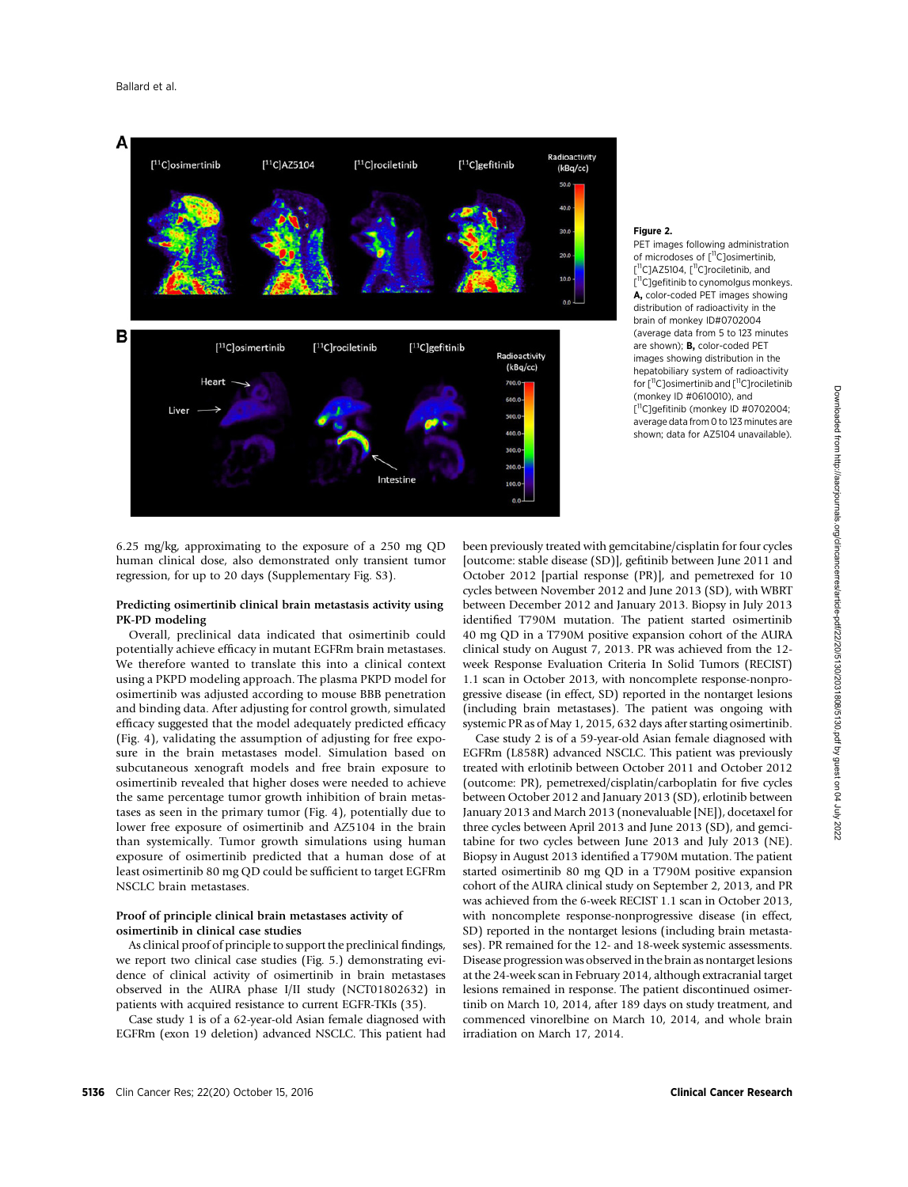**Figure 2.**
PET images following administration of microdoses of [$^{11}$C]osimertinib, [$^{11}$C]AZ5104, [$^{11}$C]rociletinib, and [$^{11}$C]gefitinib to cynomolgus monkeys. **A,** color-coded PET images showing distribution of radioactivity in the brain of monkey ID#0702004 (average data from 5 to 123 minutes are shown); **B,** color-coded PET images showing distribution in the hepatobiliary system of radioactivity for [$^{11}$C]osimertinib and [$^{11}$C]rociletinib (monkey ID #0610010), and [$^{11}$C]gefitinib (monkey ID #0702004; average data from 0 to 123 minutes are shown; data for AZ5104 unavailable).

6.25 mg/kg, approximating to the exposure of a 250 mg QD human clinical dose, also demonstrated only transient tumor regression, for up to 20 days (Supplementary Fig. S3).

### Predicting osimertinib clinical brain metastasis activity using PK-PD modeling

Overall, preclinical data indicated that osimertinib could potentially achieve efficacy in mutant EGFRm brain metastases. We therefore wanted to translate this into a clinical context using a PKPD modeling approach. The plasma PKPD model for osimertinib was adjusted according to mouse BBB penetration and binding data. After adjusting for control growth, simulated efficacy suggested that the model adequately predicted efficacy (Fig. 4), validating the assumption of adjusting for free exposure in the brain metastases model. Simulation based on subcutaneous xenograft models and free brain exposure to osimertinib revealed that higher doses were needed to achieve the same percentage tumor growth inhibition of brain metastases as seen in the primary tumor (Fig. 4), potentially due to lower free exposure of osimertinib and AZ5104 in the brain than systemically. Tumor growth simulations using human exposure of osimertinib predicted that a human dose of at least osimertinib 80 mg QD could be sufficient to target EGFRm NSCLC brain metastases.

### Proof of principle clinical brain metastases activity of osimertinib in clinical case studies

As clinical proof of principle to support the preclinical findings, we report two clinical case studies (Fig. 5.) demonstrating evidence of clinical activity of osimertinib in brain metastases observed in the AURA phase I/II study (NCT01802632) in patients with acquired resistance to current EGFR-TKIs (35).

Case study 1 is of a 62-year-old Asian female diagnosed with EGFRm (exon 19 deletion) advanced NSCLC. This patient had been previously treated with gemcitabine/cisplatin for four cycles [outcome: stable disease (SD)], gefitinib between June 2011 and October 2012 [partial response (PR)], and pemetrexed for 10 cycles between November 2012 and June 2013 (SD), with WBRT between December 2012 and January 2013. Biopsy in July 2013 identified T790M mutation. The patient started osimertinib 40 mg QD in a T790M positive expansion cohort of the AURA clinical study on August 7, 2013. PR was achieved from the 12-week Response Evaluation Criteria In Solid Tumors (RECIST) 1.1 scan in October 2013, with noncomplete response-nonprogressive disease (in effect, SD) reported in the nontarget lesions (including brain metastases). The patient was ongoing with systemic PR as of May 1, 2015, 632 days after starting osimertinib.

Case study 2 is of a 59-year-old Asian female diagnosed with EGFRm (L858R) advanced NSCLC. This patient was previously treated with erlotinib between October 2011 and October 2012 (outcome: PR), pemetrexed/cisplatin/carboplatin for five cycles between October 2012 and January 2013 (SD), erlotinib between January 2013 and March 2013 (nonevaluable [NE]), docetaxel for three cycles between April 2013 and June 2013 (SD), and gemcitabine for two cycles between June 2013 and July 2013 (NE). Biopsy in August 2013 identified a T790M mutation. The patient started osimertinib 80 mg QD in a T790M positive expansion cohort of the AURA clinical study on September 2, 2013, and PR was achieved from the 6-week RECIST 1.1 scan in October 2013, with noncomplete response-nonprogressive disease (in effect, SD) reported in the nontarget lesions (including brain metastases). PR remained for the 12- and 18-week systemic assessments. Disease progression was observed in the brain as nontarget lesions at the 24-week scan in February 2014, although extracranial target lesions remained in response. The patient discontinued osimertinib on March 10, 2014, after 189 days on study treatment, and commenced vinorelbine on March 10, 2014, and whole brain irradiation on March 17, 2014.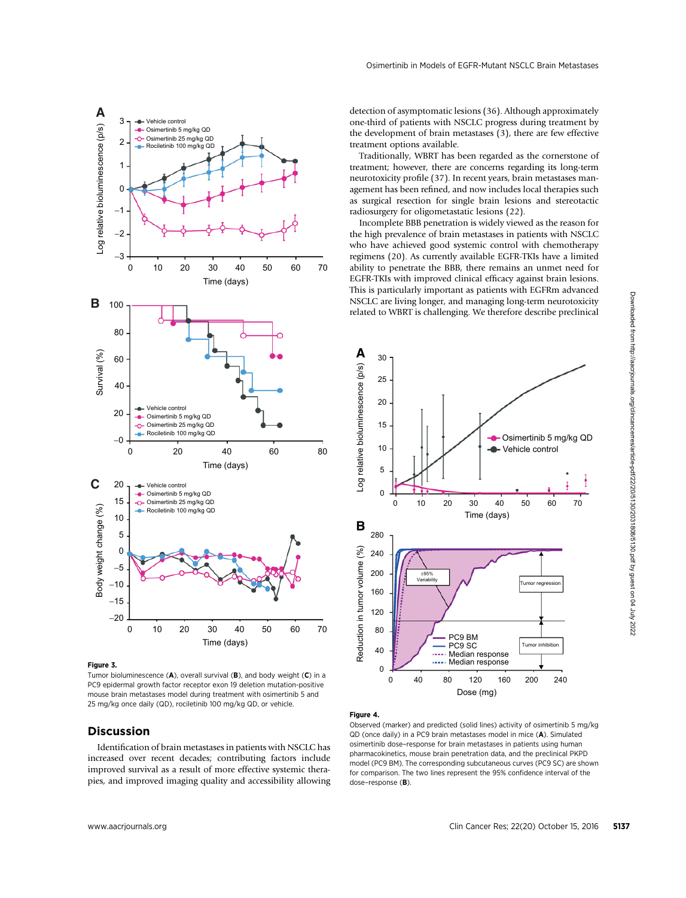**Figure 3.**
Tumor bioluminescence (**A**), overall survival (**B**), and body weight (**C**) in a PC9 epidermal growth factor receptor exon 19 deletion mutation-positive mouse brain metastases model during treatment with osimertinib 5 and 25 mg/kg once daily (QD), rociletinib 100 mg/kg QD, or vehicle.

## Discussion

Identification of brain metastases in patients with NSCLC has increased over recent decades; contributing factors include improved survival as a result of more effective systemic therapies, and improved imaging quality and accessibility allowing detection of asymptomatic lesions (36). Although approximately one-third of patients with NSCLC progress during treatment by the development of brain metastases (3), there are few effective treatment options available.

Traditionally, WBRT has been regarded as the cornerstone of treatment; however, there are concerns regarding its long-term neurotoxicity profile (37). In recent years, brain metastases management has been refined, and now includes local therapies such as surgical resection for single brain lesions and stereotactic radiosurgery for oligometastatic lesions (22).

Incomplete BBB penetration is widely viewed as the reason for the high prevalence of brain metastases in patients with NSCLC who have achieved good systemic control with chemotherapy regimens (20). As currently available EGFR-TKIs have a limited ability to penetrate the BBB, there remains an unmet need for EGFR-TKIs with improved clinical efficacy against brain lesions. This is particularly important as patients with EGFRm advanced NSCLC are living longer, and managing long-term neurotoxicity related to WBRT is challenging. We therefore describe preclinical

**Figure 4.**
Observed (marker) and predicted (solid lines) activity of osimertinib 5 mg/kg QD (once daily) in a PC9 brain metastases model in mice (**A**). Simulated osimertinib dose–response for brain metastases in patients using human pharmacokinetics, mouse brain penetration data, and the preclinical PKPD model (PC9 BM). The corresponding subcutaneous curves (PC9 SC) are shown for comparison. The two lines represent the 95% confidence interval of the dose–response (**B**).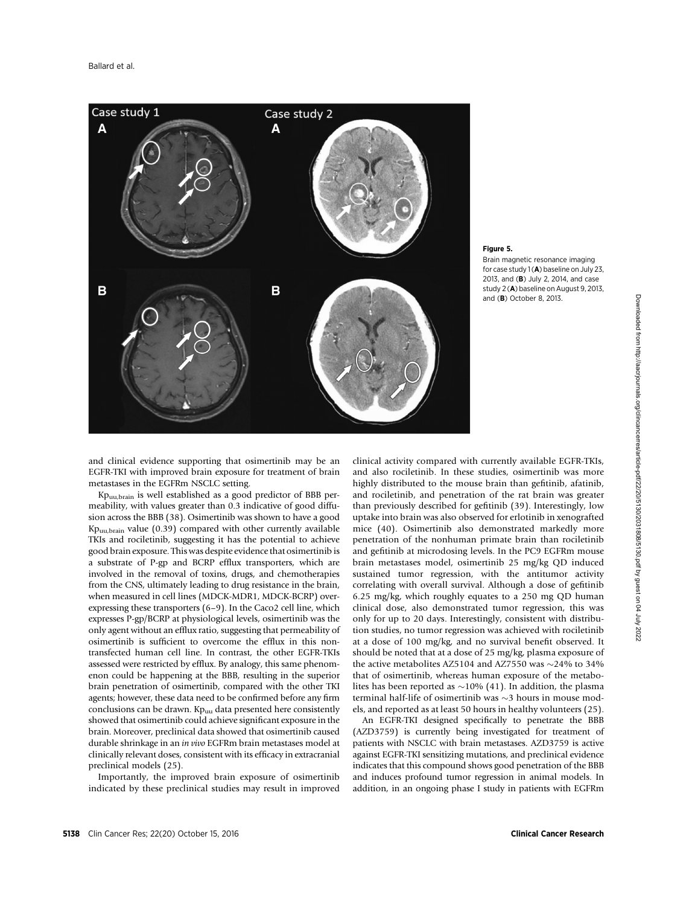**Figure 5.**
Brain magnetic resonance imaging for case study 1 (**A**) baseline on July 23, 2013, and (**B**) July 2, 2014, and case study 2 (**A**) baseline on August 9, 2013, and (**B**) October 8, 2013.

and clinical evidence supporting that osimertinib may be an EGFR-TKI with improved brain exposure for treatment of brain metastases in the EGFRm NSCLC setting.

$Kp_{uu,brain}$ is well established as a good predictor of BBB permeability, with values greater than 0.3 indicative of good diffusion across the BBB (38). Osimertinib was shown to have a good $Kp_{uu,brain}$ value (0.39) compared with other currently available TKIs and rociletinib, suggesting it has the potential to achieve good brain exposure. This was despite evidence that osimertinib is a substrate of P-gp and BCRP efflux transporters, which are involved in the removal of toxins, drugs, and chemotherapies from the CNS, ultimately leading to drug resistance in the brain, when measured in cell lines (MDCK-MDR1, MDCK-BCRP) overexpressing these transporters (6–9). In the Caco2 cell line, which expresses P-gp/BCRP at physiological levels, osimertinib was the only agent without an efflux ratio, suggesting that permeability of osimertinib is sufficient to overcome the efflux in this nontransfected human cell line. In contrast, the other EGFR-TKIs assessed were restricted by efflux. By analogy, this same phenomenon could be happening at the BBB, resulting in the superior brain penetration of osimertinib, compared with the other TKI agents; however, these data need to be confirmed before any firm conclusions can be drawn. $Kp_{uu}$ data presented here consistently showed that osimertinib could achieve significant exposure in the brain. Moreover, preclinical data showed that osimertinib caused durable shrinkage in an *in vivo* EGFRm brain metastases model at clinically relevant doses, consistent with its efficacy in extracranial preclinical models (25).

Importantly, the improved brain exposure of osimertinib indicated by these preclinical studies may result in improved clinical activity compared with currently available EGFR-TKIs, and also rociletinib. In these studies, osimertinib was more highly distributed to the mouse brain than gefitinib, afatinib, and rociletinib, and penetration of the rat brain was greater than previously described for gefitinib (39). Interestingly, low uptake into brain was also observed for erlotinib in xenografted mice (40). Osimertinib also demonstrated markedly more penetration of the nonhuman primate brain than rociletinib and gefitinib at microdosing levels. In the PC9 EGFRm mouse brain metastases model, osimertinib 25 mg/kg QD induced sustained tumor regression, with the antitumor activity correlating with overall survival. Although a dose of gefitinib 6.25 mg/kg, which roughly equates to a 250 mg QD human clinical dose, also demonstrated tumor regression, this was only for up to 20 days. Interestingly, consistent with distribution studies, no tumor regression was achieved with rociletinib at a dose of 100 mg/kg, and no survival benefit observed. It should be noted that at a dose of 25 mg/kg, plasma exposure of the active metabolites AZ5104 and AZ7550 was ~24% to 34% that of osimertinib, whereas human exposure of the metabolites has been reported as ~10% (41). In addition, the plasma terminal half-life of osimertinib was ~3 hours in mouse models, and reported as at least 50 hours in healthy volunteers (25).

An EGFR-TKI designed specifically to penetrate the BBB (AZD3759) is currently being investigated for treatment of patients with NSCLC with brain metastases. AZD3759 is active against EGFR-TKI sensitizing mutations, and preclinical evidence indicates that this compound shows good penetration of the BBB and induces profound tumor regression in animal models. In addition, in an ongoing phase I study in patients with EGFRm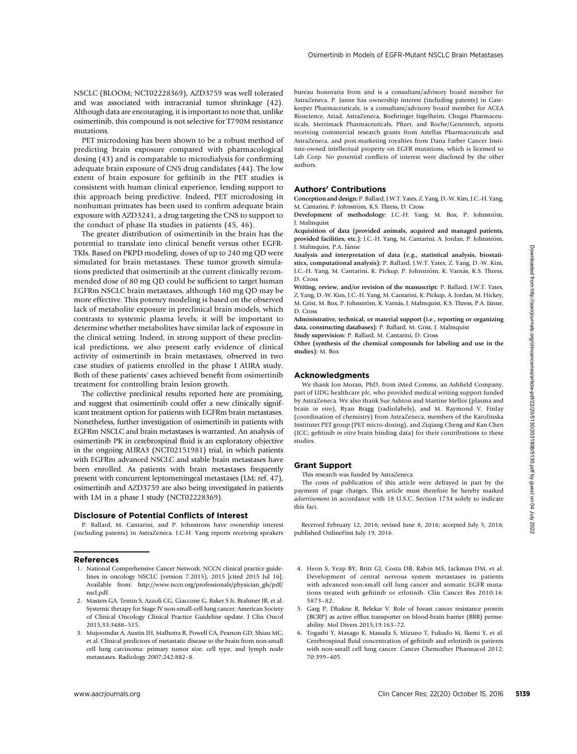NSCLC (BLOOM; NCT02228369), AZD3759 was well tolerated and was associated with intracranial tumor shrinkage (42). Although data are encouraging, it is important to note that, unlike osimertinib, this compound is not selective for T790M resistance mutations.

PET microdosing has been shown to be a robust method of predicting brain exposure compared with pharmacological dosing (43) and is comparable to microdialysis for confirming adequate brain exposure of CNS drug candidates (44). The low extent of brain exposure for gefitinib in the PET studies is consistent with human clinical experience, lending support to this approach being predictive. Indeed, PET microdosing in nonhuman primates has been used to confirm adequate brain exposure with AZD3241, a drug targeting the CNS to support to the conduct of phase IIa studies in patients (45, 46).

The greater distribution of osimertinib in the brain has the potential to translate into clinical benefit versus other EGFR-TKIs. Based on PKPD modeling, doses of up to 240 mg QD were simulated for brain metastases. These tumor growth simulations predicted that osimertinib at the current clinically recommended dose of 80 mg QD could be sufficient to target human EGFRm NSCLC brain metastases, although 160 mg QD may be more effective. This potency modeling is based on the observed lack of metabolite exposure in preclinical brain models, which contrasts to systemic plasma levels; it will be important to determine whether metabolites have similar lack of exposure in the clinical setting. Indeed, in strong support of these preclinical predictions, we also present early evidence of clinical activity of osimertinib in brain metastases, observed in two case studies of patients enrolled in the phase I AURA study. Both of these patients' cases achieved benefit from osimertinib treatment for controlling brain lesion growth.

The collective preclinical results reported here are promising, and suggest that osimertinib could offer a new clinically significant treatment option for patients with EGFRm brain metastases. Nonetheless, further investigation of osimertinib in patients with EGFRm NSCLC and brain metastases is warranted. An analysis of osimertinib PK in cerebrospinal fluid is an exploratory objective in the ongoing AURA3 (NCT02151981) trial, in which patients with EGFRm advanced NSCLC and stable brain metastases have been enrolled. As patients with brain metastases frequently present with concurrent leptomeningeal metastases (LM; ref. 47), osimertinib and AZD3759 are also being investigated in patients with LM in a phase I study (NCT02228369).

## Disclosure of Potential Conflicts of Interest

P. Ballard, M. Cantarini, and P. Johnstrom have ownership interest (including patents) in AstraZeneca. J.C-H. Yang reports receiving speakers bureau honoraria from and is a consultant/advisory board member for AstraZeneca. P. Janne has ownership interest (including patents) in Gatekeeper Pharmaceuticals, is a consultant/advisory board member for ACEA Bioscience, Ariad, AstraZeneca, Boehringer Ingelheim, Chugai Pharmaceuticals, Merrimack Pharmaceuticals, Pfizer, and Roche/Genentech, reports receiving commercial research grants from Astellas Pharmaceuticals and AstraZeneca, and post-marketing royalties from Dana Farber Cancer Institute-owned intellectual property on EGFR mutations, which is licensed to Lab Corp. No potential conflicts of interest were disclosed by the other authors.

## Authors' Contributions

**Conception and design:** P. Ballard, J.W.T. Yates, Z. Yang, D.-W. Kim, J.C.-H. Yang, M. Cantarini, P. Johnström, K.S. Thress, D. Cross

**Development of methodology:** J.C.-H. Yang, M. Box, P. Johnström, J. Malmquist

**Acquisition of data (provided animals, acquired and managed patients, provided facilities, etc.):** J.C.-H. Yang, M. Cantarini, A. Jordan, P. Johnström, J. Malmquist, P.A. Jänne

**Analysis and interpretation of data (e.g., statistical analysis, biostatistics, computational analysis):** P. Ballard, J.W.T. Yates, Z. Yang, D.-W. Kim, J.C.-H. Yang, M. Cantarini, K. Pickup, P. Johnström, K. Varnäs, K.S. Thress, D. Cross

**Writing, review, and/or revision of the manuscript:** P. Ballard, J.W.T. Yates, Z. Yang, D.-W. Kim, J.C.-H. Yang, M. Cantarini, K. Pickup, A. Jordan, M. Hickey, M. Grist, M. Box, P. Johnström, K. Varnäs, J. Malmquist, K.S. Thress, P.A. Jänne, D. Cross

**Administrative, technical, or material support (i.e., reporting or organizing data, constructing databases):** P. Ballard, M. Grist, J. Malmquist

**Study supervision:** P. Ballard, M. Cantarini, D. Cross

**Other (synthesis of the chemical compounds for labeling and use in the studies):** M. Box

## Acknowledgments

We thank Jon Moran, PhD, from iMed Comms, an Ashfield Company, part of UDG healthcare plc, who provided medical writing support funded by AstraZeneca. We also thank Sue Ashton and Martine Mellor (plasma and brain *in vivo*), Ryan Bragg (radiolabels), and M. Raymond V. Finlay (coordination of chemistry) from AstraZeneca, members of the Karolinska Institutet PET group (PET micro-dosing), and Ziqiang Cheng and Kan Chen (ICC; gefitinib *in vitro* brain binding data) for their contributions to these studies.

## Grant Support

This research was funded by AstraZeneca.

The costs of publication of this article were defrayed in part by the payment of page charges. This article must therefore be hereby marked *advertisement* in accordance with 18 U.S.C. Section 1734 solely to indicate this fact.

Received February 12, 2016; revised June 8, 2016; accepted July 5, 2016; published OnlineFirst July 19, 2016.

## References

1. National Comprehensive Cancer Network. NCCN clinical practice guidelines in oncology NSCLC (version 7.2015), 2015 [cited 2015 Jul 16]. Available from: http://www.nccn.org/professionals/physician_gls/pdf/nscl.pdf.
2. Masters GA, Temin S, Azzoli CG, Giaccone G, Baker S Jr, Brahmer JR, et al. Systemic therapy for Stage IV non-small-cell lung cancer: American Society of Clinical Oncology Clinical Practice Guideline update. J Clin Oncol 2015;33:3488–515.
3. Mujoomdar A, Austin JH, Malhotra R, Powell CA, Pearson GD, Shiau MC, et al. Clinical predictors of metastatic disease to the brain from non-small cell lung carcinoma: primary tumor size, cell type, and lymph node metastases. Radiology 2007;242:882–8.
4. Heon S, Yeap BY, Britt GJ, Costa DB, Rabin MS, Jackman DM, et al. Development of central nervous system metastases in patients with advanced non-small cell lung cancer and somatic EGFR mutations treated with gefitinib or erlotinib. Clin Cancer Res 2010;16: 5873–82.
5. Garg P, Dhakne R, Belekar V. Role of breast cancer resistance protein (BCRP) as active efflux transporter on blood-brain barrier (BBB) permeability. Mol Divers 2015;19:163–72.
6. Togashi Y, Masago K, Masuda S, Mizuno T, Fukudo M, Ikemi Y, et al. Cerebrospinal fluid concentration of gefitinib and erlotinib in patients with non-small cell lung cancer. Cancer Chemother Pharmacol 2012; 70:399–405.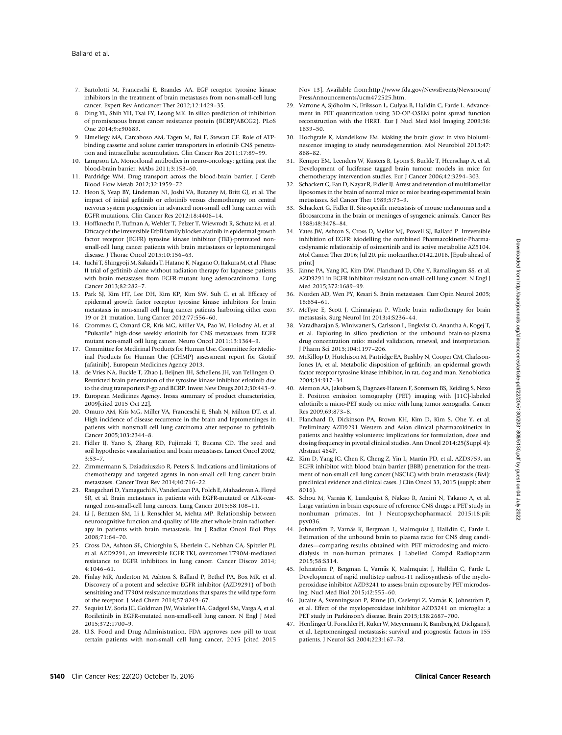7. Bartolotti M, Franceschi E, Brandes AA. EGF receptor tyrosine kinase inhibitors in the treatment of brain metastases from non-small-cell lung cancer. Expert Rev Anticancer Ther 2012;12:1429–35.
8. Ding YL, Shih YH, Tsai FY, Leong MK. In silico prediction of inhibition of promiscuous breast cancer resistance protein (BCRP/ABCG2). PLoS One 2014;9:e90689.
9. Elmeliegy MA, Carcaboso AM, Tagen M, Bai F, Stewart CF. Role of ATP-binding cassette and solute carrier transporters in erlotinib CNS penetration and intracellular accumulation. Clin Cancer Res 2011;17:89–99.
10. Lampson LA. Monoclonal antibodies in neuro-oncology: getting past the blood-brain barrier. MAbs 2011;3:153–60.
11. Pardridge WM. Drug transport across the blood-brain barrier. J Cereb Blood Flow Metab 2012;32:1959–72.
12. Heon S, Yeap BY, Lindeman NI, Joshi VA, Butaney M, Britt GJ, et al. The impact of initial gefitinib or erlotinib versus chemotherapy on central nervous system progression in advanced non-small cell lung cancer with EGFR mutations. Clin Cancer Res 2012;18:4406–14.
13. Hoffknecht P, Tufman A, Wehler T, Pelzer T, Wiewrodt R, Schutz M, et al. Efficacy of the irreversible ErbB family blocker afatinib in epidermal growth factor receptor (EGFR) tyrosine kinase inhibitor (TKI)-pretreated non-small-cell lung cancer patients with brain metastases or leptomeningeal disease. J Thorac Oncol 2015;10:156–63.
14. Iuchi T, Shingyoji M, Sakaida T, Hatano K, Nagano O, Itakura M, et al. Phase II trial of gefitinib alone without radiation therapy for Japanese patients with brain metastases from EGFR-mutant lung adenocarcinoma. Lung Cancer 2013;82:282–7.
15. Park SJ, Kim HT, Lee DH, Kim KP, Kim SW, Suh C, et al. Efficacy of epidermal growth factor receptor tyrosine kinase inhibitors for brain metastasis in non-small cell lung cancer patients harboring either exon 19 or 21 mutation. Lung Cancer 2012;77:556–60.
16. Grommes C, Oxnard GR, Kris MG, Miller VA, Pao W, Holodny AI, et al. "Pulsatile" high-dose weekly erlotinib for CNS metastases from EGFR mutant non-small cell lung cancer. Neuro Oncol 2011;13:1364–9.
17. Committee for Medicinal Products for Human Use. Committee for Medicinal Products for Human Use (CHMP) assessment report for Giotrif (afatinib). European Medicines Agency 2013.
18. de Vries NA, Buckle T, Zhao J, Beijnen JH, Schellens JH, van Tellingen O. Restricted brain penetration of the tyrosine kinase inhibitor erlotinib due to the drug transporters P-gp and BCRP. Invest New Drugs 2012;30:443–9.
19. European Medicines Agency. Iressa summary of product characteristics, 2009[cited 2015 Oct 22].
20. Omuro AM, Kris MG, Miller VA, Franceschi E, Shah N, Milton DT, et al. High incidence of disease recurrence in the brain and leptomeninges in patients with nonsmall cell lung carcinoma after response to gefitinib. Cancer 2005;103:2344–8.
21. Fidler IJ, Yano S, Zhang RD, Fujimaki T, Bucana CD. The seed and soil hypothesis: vascularisation and brain metastases. Lancet Oncol 2002; 3:53–7.
22. Zimmermann S, Dziadziuszko R, Peters S. Indications and limitations of chemotherapy and targeted agents in non-small cell lung cancer brain metastases. Cancer Treat Rev 2014;40:716–22.
23. Rangachari D, Yamaguchi N, VanderLaan PA, Folch E, Mahadevan A, Floyd SR, et al. Brain metastases in patients with EGFR-mutated or ALK-rearranged non-small-cell lung cancers. Lung Cancer 2015;88:108–11.
24. Li J, Bentzen SM, Li J, Renschler M, Mehta MP. Relationship between neurocognitive function and quality of life after whole-brain radiotherapy in patients with brain metastasis. Int J Radiat Oncol Biol Phys 2008;71:64–70.
25. Cross DA, Ashton SE, Ghiorghiu S, Eberlein C, Nebhan CA, Spitzler PJ, et al. AZD9291, an irreversible EGFR TKI, overcomes T790M-mediated resistance to EGFR inhibitors in lung cancer. Cancer Discov 2014; 4:1046–61.
26. Finlay MR, Anderton M, Ashton S, Ballard P, Bethel PA, Box MR, et al. Discovery of a potent and selective EGFR inhibitor (AZD9291) of both sensitizing and T790M resistance mutations that spares the wild type form of the receptor. J Med Chem 2014;57:8249–67.
27. Sequist LV, Soria JC, Goldman JW, Wakelee HA, Gadgeel SM, Varga A, et al. Rociletinib in EGFR-mutated non-small-cell lung cancer. N Engl J Med 2015;372:1700–9.
28. U.S. Food and Drug Administration. FDA approves new pill to treat certain patients with non-small cell lung cancer, 2015 [cited 2015 Nov 13]. Available from:http://www.fda.gov/NewsEvents/Newsroom/PressAnnouncements/ucm472525.htm.
29. Varrone A, Sjöholm N, Eriksson L, Gulyas B, Halldin C, Farde L. Advancement in PET quantification using 3D-OP-OSEM point spread function reconstruction with the HRRT. Eur J Nucl Med Mol Imaging 2009;36: 1639–50.
30. Hochgrafe K, Mandelkow EM. Making the brain glow: in vivo bioluminescence imaging to study neurodegeneration. Mol Neurobiol 2013;47: 868–82.
31. Kemper EM, Leenders W, Kusters B, Lyons S, Buckle T, Heerschap A, et al. Development of luciferase tagged brain tumour models in mice for chemotherapy intervention studies. Eur J Cancer 2006;42:3294–303.
32. Schackert G, Fan D, Nayar R, Fidler IJ. Arrest and retention of multilamellar liposomes in the brain of normal mice or mice bearing experimental brain metastases. Sel Cancer Ther 1989;5:73–9.
33. Schackert G, Fidler IJ. Site-specific metastasis of mouse melanomas and a fibrosarcoma in the brain or meninges of syngeneic animals. Cancer Res 1988;48:3478–84.
34. Yates JW, Ashton S, Cross D, Mellor MJ, Powell SJ, Ballard P. Irreversible inhibition of EGFR: Modelling the combined Pharmacokinetic-Pharmacodynamic relationship of osimertinib and its active metabolite AZ5104. Mol Cancer Ther 2016; Jul 20. pii: molcanther.0142.2016. [Epub ahead of print]
35. Jänne PA, Yang JC, Kim DW, Planchard D, Ohe Y, Ramalingam SS, et al. AZD9291 in EGFR inhibitor-resistant non-small-cell lung cancer. N Engl J Med 2015;372:1689–99.
36. Norden AD, Wen PY, Kesari S. Brain metastases. Curr Opin Neurol 2005; 18:654–61.
37. McTyre E, Scott J, Chinnaiyan P. Whole brain radiotherapy for brain metastasis. Surg Neurol Int 2013;4:S236–44.
38. Varadharajan S, Winiwarter S, Carlsson L, Engkvist O, Anantha A, Kogej T, et al. Exploring in silico prediction of the unbound brain-to-plasma drug concentration ratio: model validation, renewal, and interpretation. J Pharm Sci 2015;104:1197–206.
39. McKillop D, Hutchison M, Partridge EA, Bushby N, Cooper CM, Clarkson-Jones JA, et al. Metabolic disposition of gefitinib, an epidermal growth factor receptor tyrosine kinase inhibitor, in rat, dog and man. Xenobiotica 2004;34:917–34.
40. Memon AA, Jakobsen S, Dagnaes-Hansen F, Sorensen BS, Keiding S, Nexo E. Positron emission tomography (PET) imaging with [11C]-labeled erlotinib: a micro-PET study on mice with lung tumor xenografts. Cancer Res 2009;69:873–8.
41. Planchard D, Dickinson PA, Brown KH, Kim D, Kim S, Ohe Y, et al. Preliminary AZD9291 Western and Asian clinical pharmacokinetics in patients and healthy volunteers: implications for formulation, dose and dosing frequency in pivotal clinical studies. Ann Oncol 2014;25(Suppl 4): Abstract 464P.
42. Kim D, Yang JC, Chen K, Cheng Z, Yin L, Martin PD, et al. AZD3759, an EGFR inhibitor with blood brain barrier (BBB) penetration for the treatment of non-small cell lung cancer (NSCLC) with brain metastasis (BM): preclinical evidence and clinical cases. J Clin Oncol 33, 2015 (suppl; abstr 8016).
43. Schou M, Varnäs K, Lundquist S, Nakao R, Amini N, Takano A, et al. Large variation in brain exposure of reference CNS drugs: a PET study in nonhuman primates. Int J Neuropsychopharmacol 2015;18:pii: pyv036.
44. Johnström P, Varnäs K, Bergman L, Malmquist J, Halldin C, Farde L. Estimation of the unbound brain to plasma ratio for CNS drug candidates—comparing results obtained with PET microdosing and microdialysis in non-human primates. J Labelled Compd Radiopharm 2015;58:S314.
45. Johnström P, Bergman L, Varnäs K, Malmquist J, Halldin C, Farde L. Development of rapid multistep carbon-11 radiosynthesis of the myeloperoxidase inhibitor AZD3241 to assess brain exposure by PET microdosing. Nucl Med Biol 2015;42:555–60.
46. Jucaite A, Svenningsson P, Rinne JO, Cselenyi Z, Varnäs K, Johnström P, et al. Effect of the myeloperoxidase inhibitor AZD3241 on microglia: a PET study in Parkinson's disease. Brain 2015;138:2687–700.
47. Herrlinger U, Forschler H, Kuker W, Meyermann R, Bamberg M, Dichgans J, et al. Leptomeningeal metastasis: survival and prognostic factors in 155 patients. J Neurol Sci 2004;223:167–78.